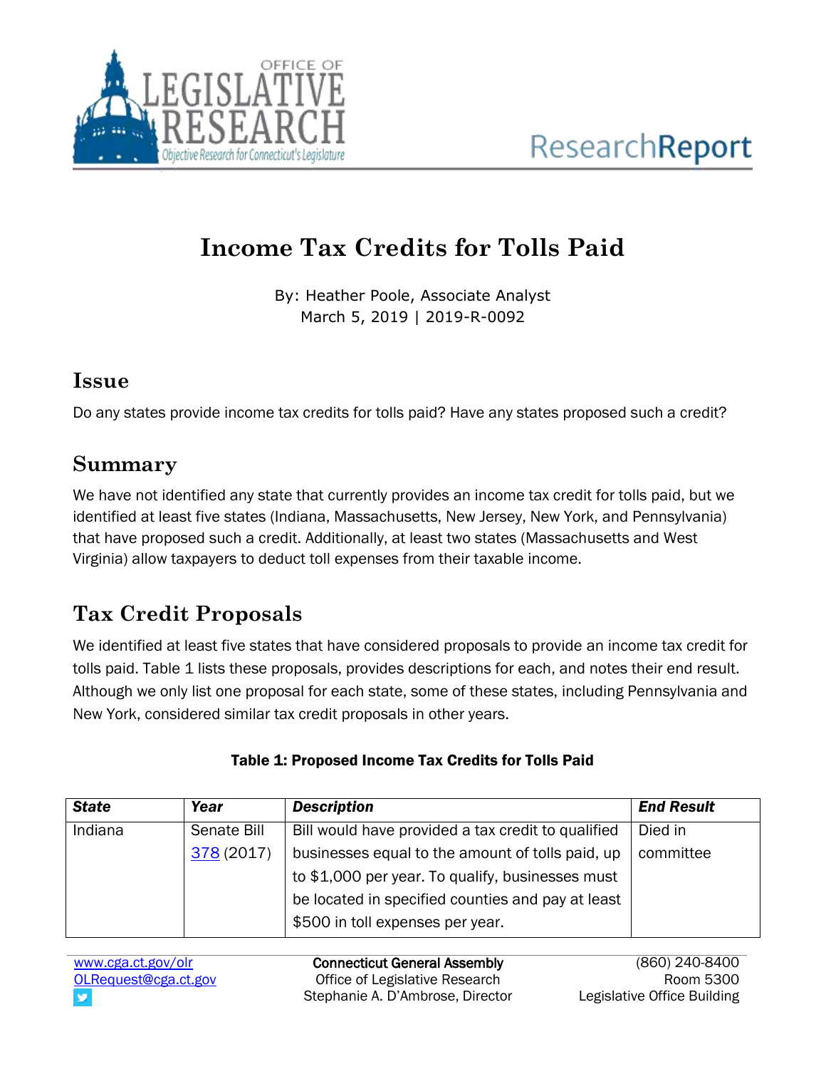# Income Tax Credits for Tolls Paid

By: Heather Poole, Associate Analyst
March 5, 2019 | 2019-R-0092

## Issue

Do any states provide income tax credits for tolls paid? Have any states proposed such a credit?

## Summary

We have not identified any state that currently provides an income tax credit for tolls paid, but we identified at least five states (Indiana, Massachusetts, New Jersey, New York, and Pennsylvania) that have proposed such a credit. Additionally, at least two states (Massachusetts and West Virginia) allow taxpayers to deduct toll expenses from their taxable income.

## Tax Credit Proposals

We identified at least five states that have considered proposals to provide an income tax credit for tolls paid. Table 1 lists these proposals, provides descriptions for each, and notes their end result. Although we only list one proposal for each state, some of these states, including Pennsylvania and New York, considered similar tax credit proposals in other years.

**Table 1: Proposed Income Tax Credits for Tolls Paid**

| *State* | *Year* | *Description* | *End Result* |
|---|---|---|---|
| Indiana | Senate Bill 378 (2017) | Bill would have provided a tax credit to qualified businesses equal to the amount of tolls paid, up to $1,000 per year. To qualify, businesses must be located in specified counties and pay at least $500 in toll expenses per year. | Died in committee |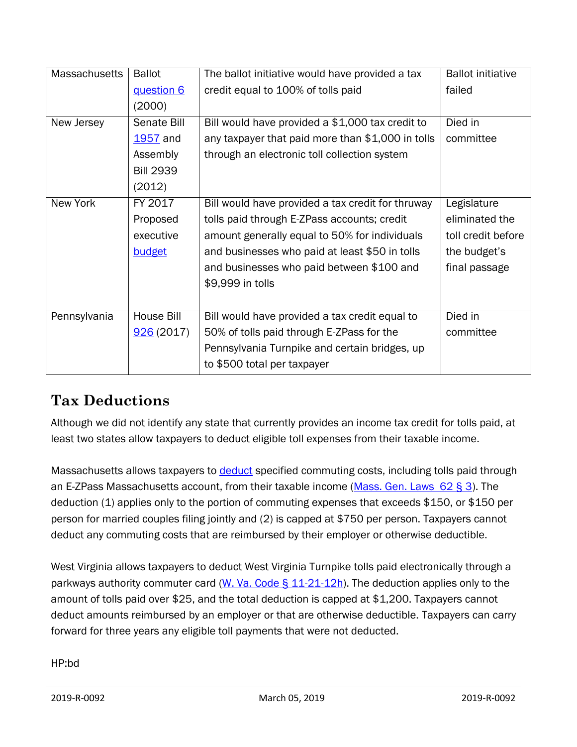| | | | |
|---|---|---|---|
| Massachusetts | Ballot question 6 (2000) | The ballot initiative would have provided a tax credit equal to 100% of tolls paid | Ballot initiative failed |
| New Jersey | Senate Bill 1957 and Assembly Bill 2939 (2012) | Bill would have provided a $1,000 tax credit to any taxpayer that paid more than $1,000 in tolls through an electronic toll collection system | Died in committee |
| New York | FY 2017 Proposed executive budget | Bill would have provided a tax credit for thruway tolls paid through E-ZPass accounts; credit amount generally equal to 50% for individuals and businesses who paid at least $50 in tolls and businesses who paid between $100 and $9,999 in tolls | Legislature eliminated the toll credit before the budget's final passage |
| Pennsylvania | House Bill 926 (2017) | Bill would have provided a tax credit equal to 50% of tolls paid through E-ZPass for the Pennsylvania Turnpike and certain bridges, up to $500 total per taxpayer | Died in committee |

## Tax Deductions

Although we did not identify any state that currently provides an income tax credit for tolls paid, at least two states allow taxpayers to deduct eligible toll expenses from their taxable income.

Massachusetts allows taxpayers to deduct specified commuting costs, including tolls paid through an E-ZPass Massachusetts account, from their taxable income (Mass. Gen. Laws 62 § 3). The deduction (1) applies only to the portion of commuting expenses that exceeds $150, or $150 per person for married couples filing jointly and (2) is capped at $750 per person. Taxpayers cannot deduct any commuting costs that are reimbursed by their employer or otherwise deductible.

West Virginia allows taxpayers to deduct West Virginia Turnpike tolls paid electronically through a parkways authority commuter card (W. Va. Code § 11-21-12h). The deduction applies only to the amount of tolls paid over $25, and the total deduction is capped at $1,200. Taxpayers cannot deduct amounts reimbursed by an employer or that are otherwise deductible. Taxpayers can carry forward for three years any eligible toll payments that were not deducted.

HP:bd